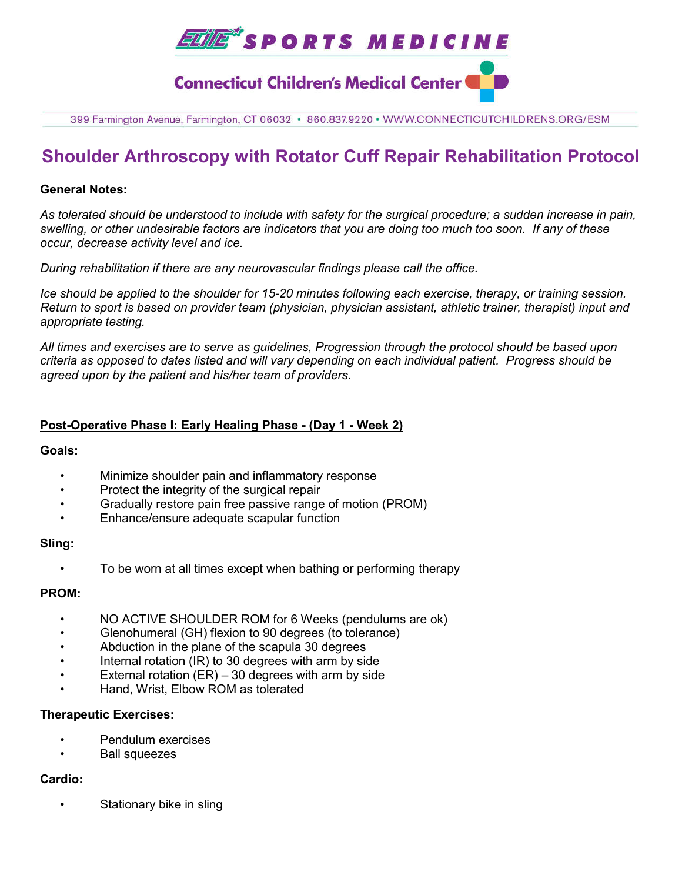ELITE SPORTS MEDICINE

Connecticut Children's Medical Center

399 Farmington Avenue, Farmington, CT 06032 • 860.837.9220 • WWW.CONNECTICUTCHILDRENS.ORG/ESM

# Shoulder Arthroscopy with Rotator Cuff Repair Rehabilitation Protocol

**General Notes:**

*As tolerated should be understood to include with safety for the surgical procedure; a sudden increase in pain, swelling, or other undesirable factors are indicators that you are doing too much too soon. If any of these occur, decrease activity level and ice.*

*During rehabilitation if there are any neurovascular findings please call the office.*

*Ice should be applied to the shoulder for 15-20 minutes following each exercise, therapy, or training session. Return to sport is based on provider team (physician, physician assistant, athletic trainer, therapist) input and appropriate testing.*

*All times and exercises are to serve as guidelines, Progression through the protocol should be based upon criteria as opposed to dates listed and will vary depending on each individual patient. Progress should be agreed upon by the patient and his/her team of providers.*

## Post-Operative Phase I: Early Healing Phase - (Day 1 - Week 2)

**Goals:**

- Minimize shoulder pain and inflammatory response
- Protect the integrity of the surgical repair
- Gradually restore pain free passive range of motion (PROM)
- Enhance/ensure adequate scapular function

**Sling:**

- To be worn at all times except when bathing or performing therapy

**PROM:**

- NO ACTIVE SHOULDER ROM for 6 Weeks (pendulums are ok)
- Glenohumeral (GH) flexion to 90 degrees (to tolerance)
- Abduction in the plane of the scapula 30 degrees
- Internal rotation (IR) to 30 degrees with arm by side
- External rotation (ER) – 30 degrees with arm by side
- Hand, Wrist, Elbow ROM as tolerated

**Therapeutic Exercises:**

- Pendulum exercises
- Ball squeezes

**Cardio:**

- Stationary bike in sling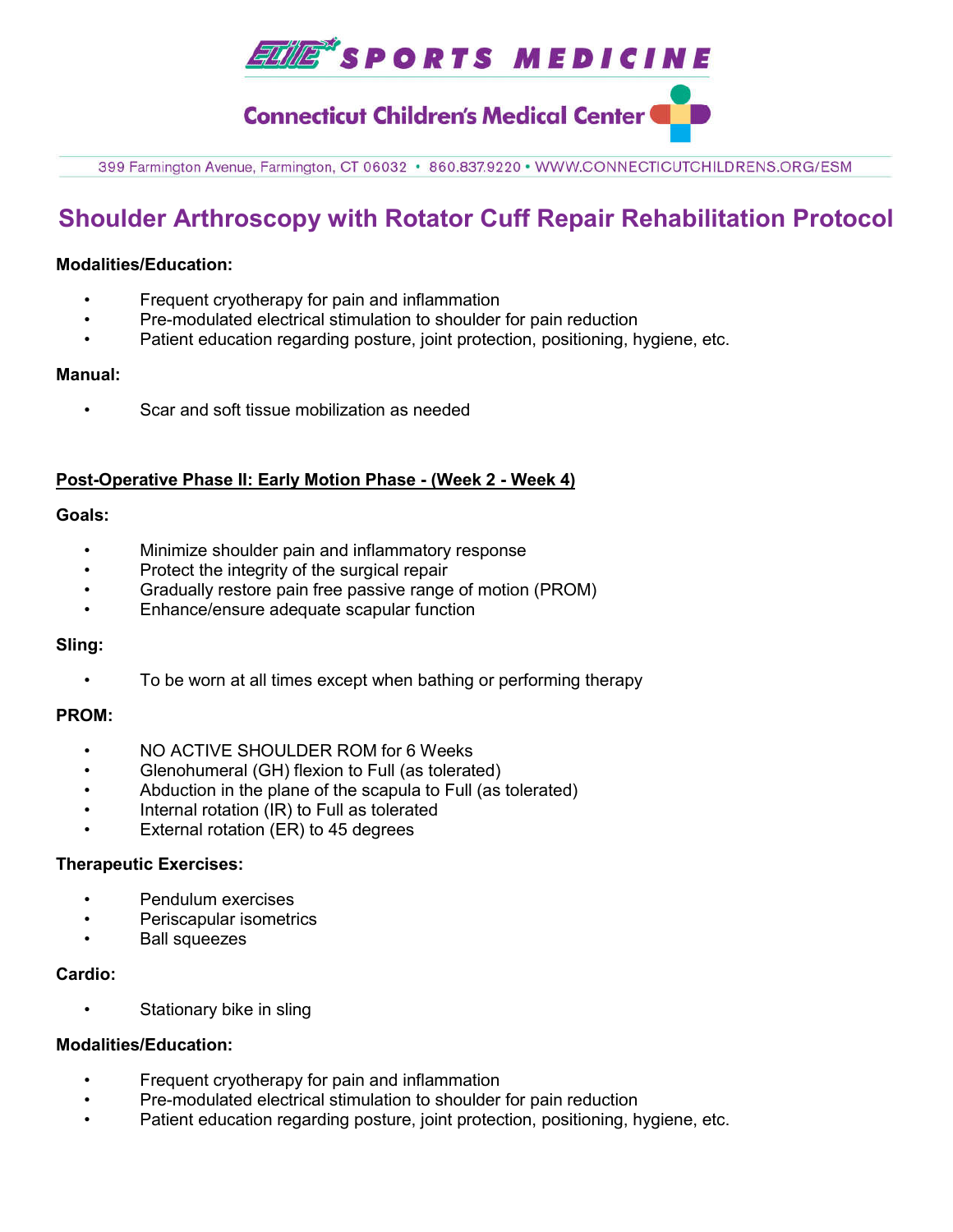# Shoulder Arthroscopy with Rotator Cuff Repair Rehabilitation Protocol

**Modalities/Education:**

- Frequent cryotherapy for pain and inflammation
- Pre-modulated electrical stimulation to shoulder for pain reduction
- Patient education regarding posture, joint protection, positioning, hygiene, etc.

**Manual:**

- Scar and soft tissue mobilization as needed

## Post-Operative Phase II: Early Motion Phase - (Week 2 - Week 4)

**Goals:**

- Minimize shoulder pain and inflammatory response
- Protect the integrity of the surgical repair
- Gradually restore pain free passive range of motion (PROM)
- Enhance/ensure adequate scapular function

**Sling:**

- To be worn at all times except when bathing or performing therapy

**PROM:**

- NO ACTIVE SHOULDER ROM for 6 Weeks
- Glenohumeral (GH) flexion to Full (as tolerated)
- Abduction in the plane of the scapula to Full (as tolerated)
- Internal rotation (IR) to Full as tolerated
- External rotation (ER) to 45 degrees

**Therapeutic Exercises:**

- Pendulum exercises
- Periscapular isometrics
- Ball squeezes

**Cardio:**

- Stationary bike in sling

**Modalities/Education:**

- Frequent cryotherapy for pain and inflammation
- Pre-modulated electrical stimulation to shoulder for pain reduction
- Patient education regarding posture, joint protection, positioning, hygiene, etc.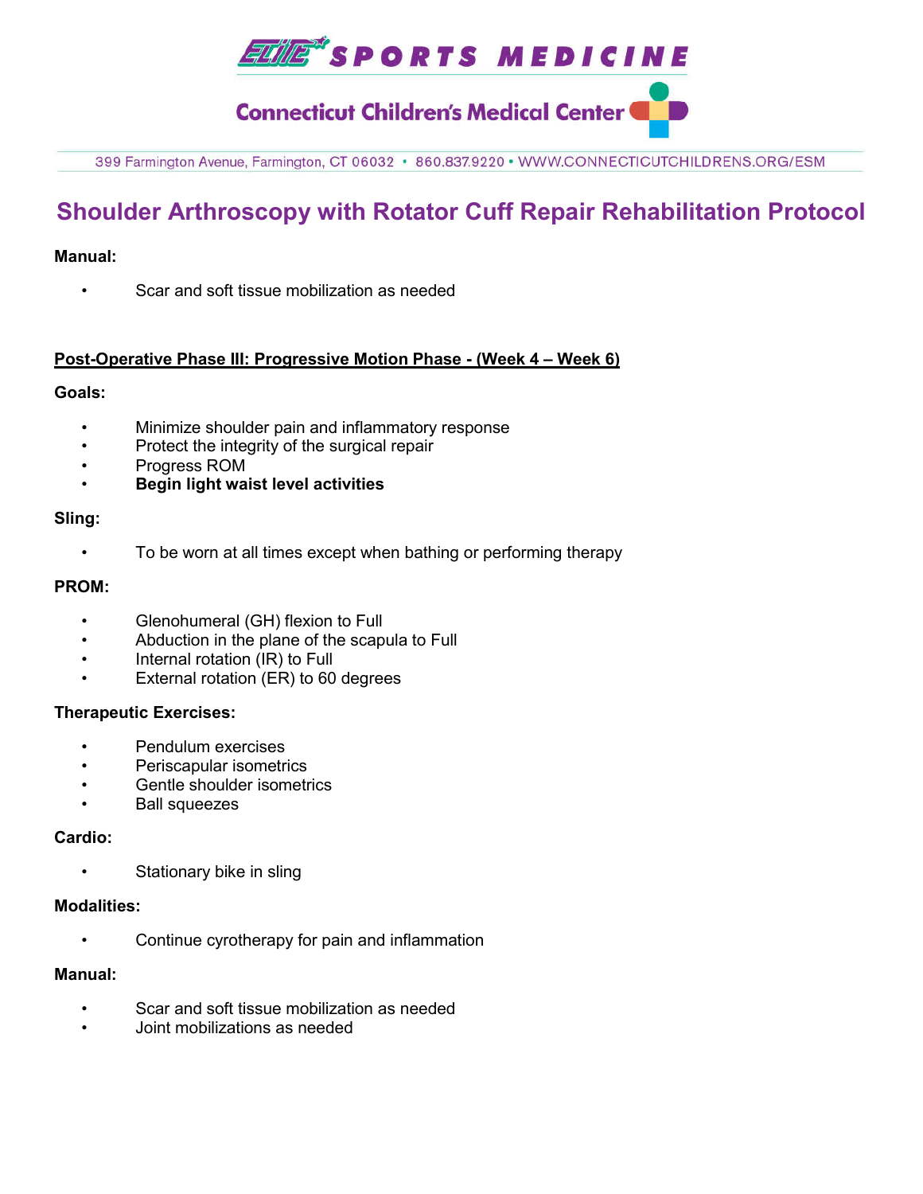# Shoulder Arthroscopy with Rotator Cuff Repair Rehabilitation Protocol

**Manual:**

- Scar and soft tissue mobilization as needed

**Post-Operative Phase III: Progressive Motion Phase - (Week 4 – Week 6)**

**Goals:**

- Minimize shoulder pain and inflammatory response
- Protect the integrity of the surgical repair
- Progress ROM
- **Begin light waist level activities**

**Sling:**

- To be worn at all times except when bathing or performing therapy

**PROM:**

- Glenohumeral (GH) flexion to Full
- Abduction in the plane of the scapula to Full
- Internal rotation (IR) to Full
- External rotation (ER) to 60 degrees

**Therapeutic Exercises:**

- Pendulum exercises
- Periscapular isometrics
- Gentle shoulder isometrics
- Ball squeezes

**Cardio:**

- Stationary bike in sling

**Modalities:**

- Continue cyrotherapy for pain and inflammation

**Manual:**

- Scar and soft tissue mobilization as needed
- Joint mobilizations as needed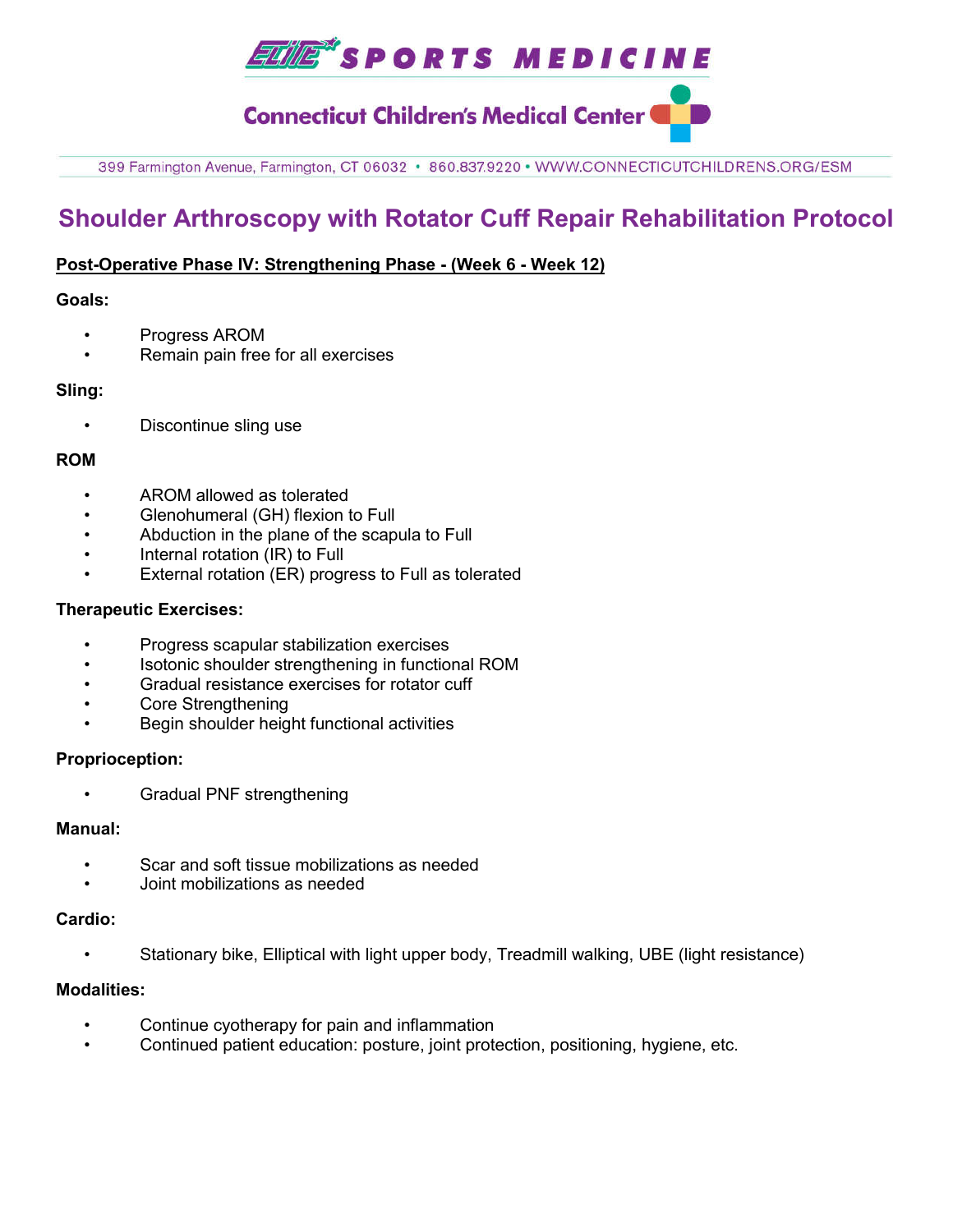# Shoulder Arthroscopy with Rotator Cuff Repair Rehabilitation Protocol

**Post-Operative Phase IV: Strengthening Phase - (Week 6 - Week 12)**

**Goals:**

- Progress AROM
- Remain pain free for all exercises

**Sling:**

- Discontinue sling use

**ROM**

- AROM allowed as tolerated
- Glenohumeral (GH) flexion to Full
- Abduction in the plane of the scapula to Full
- Internal rotation (IR) to Full
- External rotation (ER) progress to Full as tolerated

**Therapeutic Exercises:**

- Progress scapular stabilization exercises
- Isotonic shoulder strengthening in functional ROM
- Gradual resistance exercises for rotator cuff
- Core Strengthening
- Begin shoulder height functional activities

**Proprioception:**

- Gradual PNF strengthening

**Manual:**

- Scar and soft tissue mobilizations as needed
- Joint mobilizations as needed

**Cardio:**

- Stationary bike, Elliptical with light upper body, Treadmill walking, UBE (light resistance)

**Modalities:**

- Continue cyotherapy for pain and inflammation
- Continued patient education: posture, joint protection, positioning, hygiene, etc.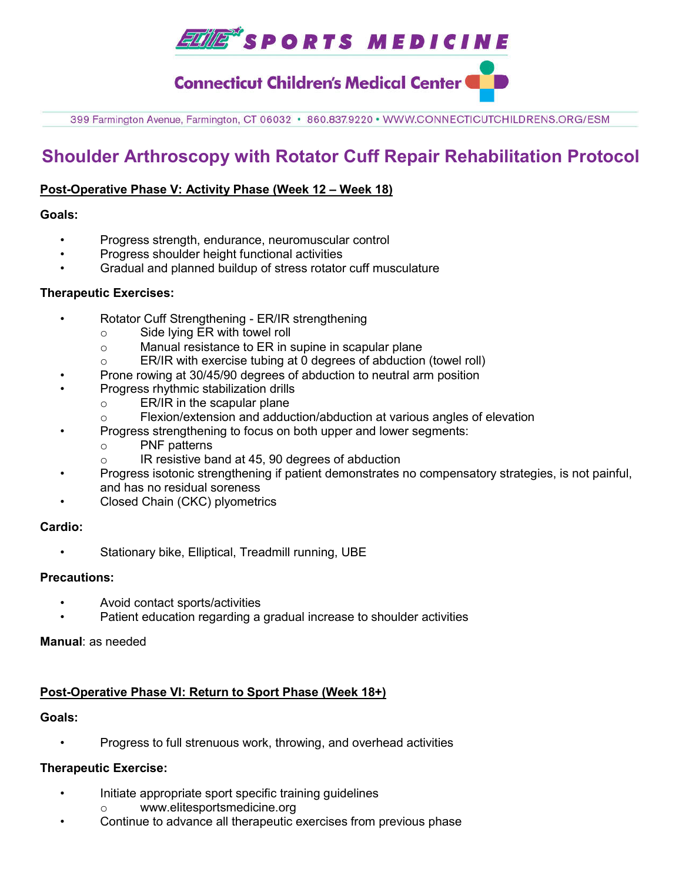# Shoulder Arthroscopy with Rotator Cuff Repair Rehabilitation Protocol

## Post-Operative Phase V: Activity Phase (Week 12 – Week 18)

**Goals:**

- Progress strength, endurance, neuromuscular control
- Progress shoulder height functional activities
- Gradual and planned buildup of stress rotator cuff musculature

**Therapeutic Exercises:**

- Rotator Cuff Strengthening - ER/IR strengthening
  - Side lying ER with towel roll
  - Manual resistance to ER in supine in scapular plane
  - ER/IR with exercise tubing at 0 degrees of abduction (towel roll)
- Prone rowing at 30/45/90 degrees of abduction to neutral arm position
- Progress rhythmic stabilization drills
  - ER/IR in the scapular plane
  - Flexion/extension and adduction/abduction at various angles of elevation
- Progress strengthening to focus on both upper and lower segments:
  - PNF patterns
  - IR resistive band at 45, 90 degrees of abduction
- Progress isotonic strengthening if patient demonstrates no compensatory strategies, is not painful, and has no residual soreness
- Closed Chain (CKC) plyometrics

**Cardio:**

- Stationary bike, Elliptical, Treadmill running, UBE

**Precautions:**

- Avoid contact sports/activities
- Patient education regarding a gradual increase to shoulder activities

**Manual**: as needed

## Post-Operative Phase VI: Return to Sport Phase (Week 18+)

**Goals:**

- Progress to full strenuous work, throwing, and overhead activities

**Therapeutic Exercise:**

- Initiate appropriate sport specific training guidelines
  - www.elitesportsmedicine.org
- Continue to advance all therapeutic exercises from previous phase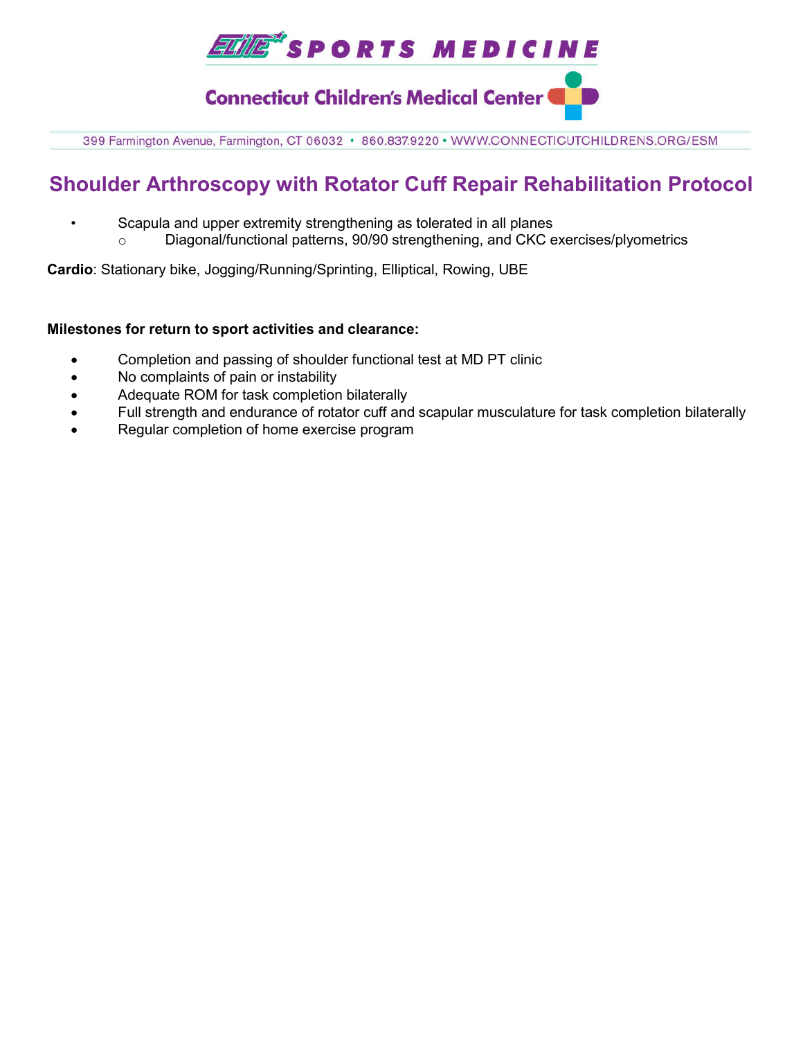# Shoulder Arthroscopy with Rotator Cuff Repair Rehabilitation Protocol

- Scapula and upper extremity strengthening as tolerated in all planes
  - Diagonal/functional patterns, 90/90 strengthening, and CKC exercises/plyometrics

**Cardio**: Stationary bike, Jogging/Running/Sprinting, Elliptical, Rowing, UBE

**Milestones for return to sport activities and clearance:**

- Completion and passing of shoulder functional test at MD PT clinic
- No complaints of pain or instability
- Adequate ROM for task completion bilaterally
- Full strength and endurance of rotator cuff and scapular musculature for task completion bilaterally
- Regular completion of home exercise program